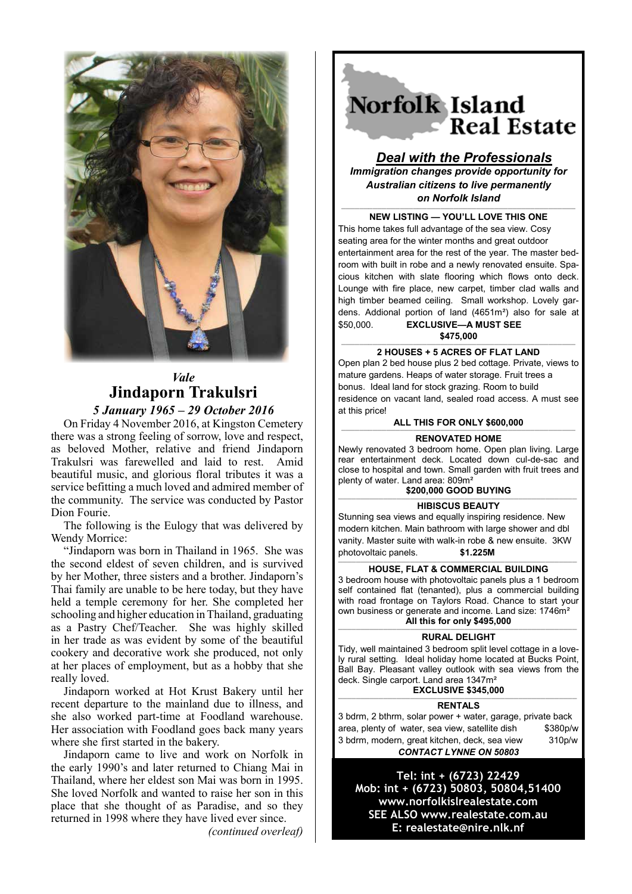*Vale*

# Jindaporn Trakulsri

***5 January 1965 – 29 October 2016***

On Friday 4 November 2016, at Kingston Cemetery there was a strong feeling of sorrow, love and respect, as beloved Mother, relative and friend Jindaporn Trakulsri was farewelled and laid to rest. Amid beautiful music, and glorious floral tributes it was a service befitting a much loved and admired member of the community. The service was conducted by Pastor Dion Fourie.

The following is the Eulogy that was delivered by Wendy Morrice:

"Jindaporn was born in Thailand in 1965. She was the second eldest of seven children, and is survived by her Mother, three sisters and a brother. Jindaporn's Thai family are unable to be here today, but they have held a temple ceremony for her. She completed her schooling and higher education in Thailand, graduating as a Pastry Chef/Teacher. She was highly skilled in her trade as was evident by some of the beautiful cookery and decorative work she produced, not only at her places of employment, but as a hobby that she really loved.

Jindaporn worked at Hot Krust Bakery until her recent departure to the mainland due to illness, and she also worked part-time at Foodland warehouse. Her association with Foodland goes back many years where she first started in the bakery.

Jindaporn came to live and work on Norfolk in the early 1990's and later returned to Chiang Mai in Thailand, where her eldest son Mai was born in 1995. She loved Norfolk and wanted to raise her son in this place that she thought of as Paradise, and so they returned in 1998 where they have lived ever since.

*(continued overleaf)*

---

# Norfolk Island Real Estate

***Deal with the Professionals***

***Immigration changes provide opportunity for Australian citizens to live permanently on Norfolk Island***

**NEW LISTING — YOU'LL LOVE THIS ONE**

This home takes full advantage of the sea view. Cosy seating area for the winter months and great outdoor entertainment area for the rest of the year. The master bedroom with built in robe and a newly renovated ensuite. Spacious kitchen with slate flooring which flows onto deck. Lounge with fire place, new carpet, timber clad walls and high timber beamed ceiling. Small workshop. Lovely gardens. Addional portion of land (4651m²) also for sale at $50,000. **EXCLUSIVE—A MUST SEE**

**$475,000**

**2 HOUSES + 5 ACRES OF FLAT LAND**

Open plan 2 bed house plus 2 bed cottage. Private, views to mature gardens. Heaps of water storage. Fruit trees a bonus. Ideal land for stock grazing. Room to build residence on vacant land, sealed road access. A must see at this price!

**ALL THIS FOR ONLY $600,000**

**RENOVATED HOME**

Newly renovated 3 bedroom home. Open plan living. Large rear entertainment deck. Located down cul-de-sac and close to hospital and town. Small garden with fruit trees and plenty of water. Land area: 809m²

**$200,000 GOOD BUYING**

**HIBISCUS BEAUTY**

Stunning sea views and equally inspiring residence. New modern kitchen. Main bathroom with large shower and dbl vanity. Master suite with walk-in robe & new ensuite. 3KW photovoltaic panels. **$1.225M**

**HOUSE, FLAT & COMMERCIAL BUILDING**

3 bedroom house with photovoltaic panels plus a 1 bedroom self contained flat (tenanted), plus a commercial building with road frontage on Taylors Road. Chance to start your own business or generate and income. Land size: 1746m²

**All this for only $495,000**

**RURAL DELIGHT**

Tidy, well maintained 3 bedroom split level cottage in a lovely rural setting. Ideal holiday home located at Bucks Point, Ball Bay. Pleasant valley outlook with sea views from the deck. Single carport. Land area 1347m²

**EXCLUSIVE $345,000**

**RENTALS**

3 bdrm, 2 bthrm, solar power + water, garage, private back area, plenty of water, sea view, satellite dish — $380p/w

3 bdrm, modern, great kitchen, deck, sea view — 310p/w

***CONTACT LYNNE ON 50803***

**Tel: int + (6723) 22429**
**Mob: int + (6723) 50803, 50804,51400**
**www.norfolkislrealestate.com**
**SEE ALSO www.realestate.com.au**
**E: realestate@nire.nlk.nf**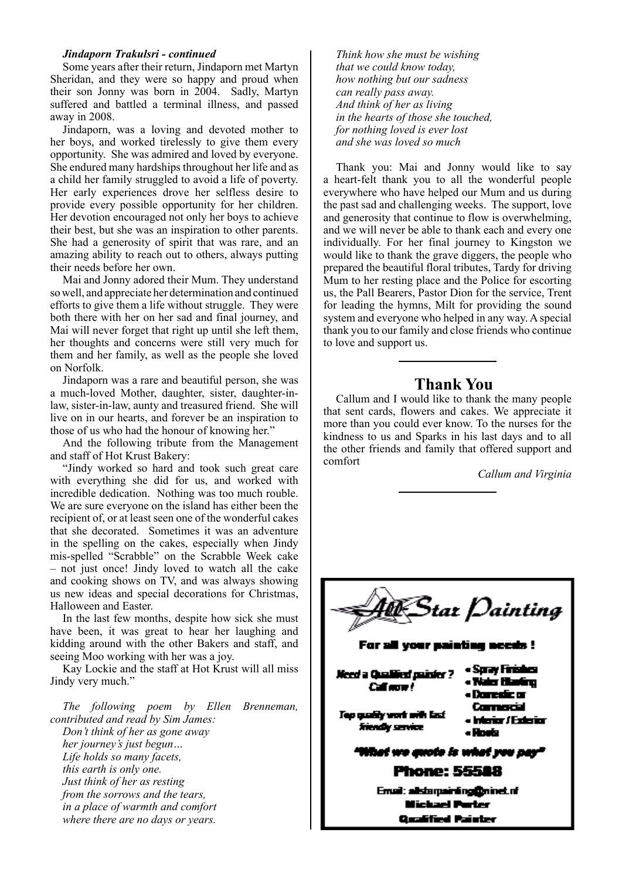***Jindaporn Trakulsri - continued***

Some years after their return, Jindaporn met Martyn Sheridan, and they were so happy and proud when their son Jonny was born in 2004. Sadly, Martyn suffered and battled a terminal illness, and passed away in 2008.

Jindaporn, was a loving and devoted mother to her boys, and worked tirelessly to give them every opportunity. She was admired and loved by everyone. She endured many hardships throughout her life and as a child her family struggled to avoid a life of poverty. Her early experiences drove her selfless desire to provide every possible opportunity for her children. Her devotion encouraged not only her boys to achieve their best, but she was an inspiration to other parents. She had a generosity of spirit that was rare, and an amazing ability to reach out to others, always putting their needs before her own.

Mai and Jonny adored their Mum. They understand so well, and appreciate her determination and continued efforts to give them a life without struggle. They were both there with her on her sad and final journey, and Mai will never forget that right up until she left them, her thoughts and concerns were still very much for them and her family, as well as the people she loved on Norfolk.

Jindaporn was a rare and beautiful person, she was a much-loved Mother, daughter, sister, daughter-in-law, sister-in-law, aunty and treasured friend. She will live on in our hearts, and forever be an inspiration to those of us who had the honour of knowing her."

And the following tribute from the Management and staff of Hot Krust Bakery:

"Jindy worked so hard and took such great care with everything she did for us, and worked with incredible dedication. Nothing was too much rouble. We are sure everyone on the island has either been the recipient of, or at least seen one of the wonderful cakes that she decorated. Sometimes it was an adventure in the spelling on the cakes, especially when Jindy mis-spelled "Scrabble" on the Scrabble Week cake – not just once! Jindy loved to watch all the cake and cooking shows on TV, and was always showing us new ideas and special decorations for Christmas, Halloween and Easter.

In the last few months, despite how sick she must have been, it was great to hear her laughing and kidding around with the other Bakers and staff, and seeing Moo working with her was a joy.

Kay Lockie and the staff at Hot Krust will all miss Jindy very much."

*The following poem by Ellen Brenneman, contributed and read by Sim James:*

*Don't think of her as gone away*
*her journey's just begun…*
*Life holds so many facets,*
*this earth is only one.*
*Just think of her as resting*
*from the sorrows and the tears,*
*in a place of warmth and comfort*
*where there are no days or years.*

*Think how she must be wishing*
*that we could know today,*
*how nothing but our sadness*
*can really pass away.*
*And think of her as living*
*in the hearts of those she touched,*
*for nothing loved is ever lost*
*and she was loved so much*

Thank you: Mai and Jonny would like to say a heart-felt thank you to all the wonderful people everywhere who have helped our Mum and us during the past sad and challenging weeks. The support, love and generosity that continue to flow is overwhelming, and we will never be able to thank each and every one individually. For her final journey to Kingston we would like to thank the grave diggers, the people who prepared the beautiful floral tributes, Tardy for driving Mum to her resting place and the Police for escorting us, the Pall Bearers, Pastor Dion for the service, Trent for leading the hymns, Milt for providing the sound system and everyone who helped in any way. A special thank you to our family and close friends who continue to love and support us.

---

## Thank You

Callum and I would like to thank the many people that sent cards, flowers and cakes. We appreciate it more than you could ever know. To the nurses for the kindness to us and Sparks in his last days and to all the other friends and family that offered support and comfort

*Callum and Virginia*

---

**All Star Painting**

**For all your painting needs !**

***Need a Qualified painter ? Call now !***

***Top quality work with fast friendly service***

- Spray Finishes
- Water Blasting
- Domestic or Commercial
- Interior / Exterior
- Roofs

***"What we quote is what you pay"***

**Phone: 55588**

Email: allstarpainting@ninet.nf

**Michael Porter**

**Qualified Painter**